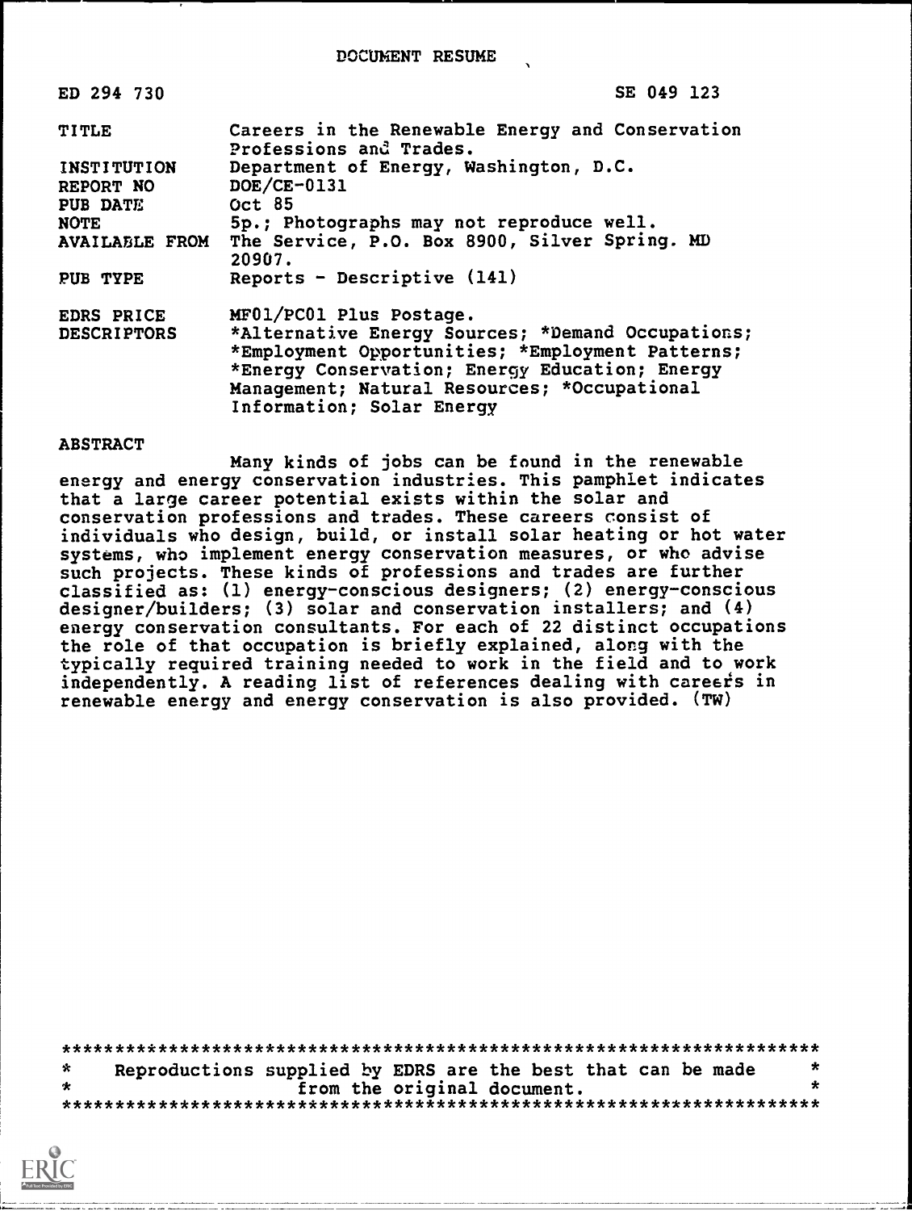DOCUMENT RESUME

| | |
|---|---|
| ED 294 730 | SE 049 123 |
| TITLE | Careers in the Renewable Energy and Conservation Professions and Trades. |
| INSTITUTION | Department of Energy, Washington, D.C. |
| REPORT NO | DOE/CE-0131 |
| PUB DATE | Oct 85 |
| NOTE | 5p.; Photographs may not reproduce well. |
| AVAILABLE FROM | The Service, P.O. Box 8900, Silver Spring. MD 20907. |
| PUB TYPE | Reports - Descriptive (141) |
| EDRS PRICE | MF01/PC01 Plus Postage. |
| DESCRIPTORS | *Alternative Energy Sources; *Demand Occupations; *Employment Opportunities; *Employment Patterns; *Energy Conservation; Energy Education; Energy Management; Natural Resources; *Occupational Information; Solar Energy |

ABSTRACT

Many kinds of jobs can be found in the renewable energy and energy conservation industries. This pamphlet indicates that a large career potential exists within the solar and conservation professions and trades. These careers consist of individuals who design, build, or install solar heating or hot water systems, who implement energy conservation measures, or who advise such projects. These kinds of professions and trades are further classified as: (1) energy-conscious designers; (2) energy-conscious designer/builders; (3) solar and conservation installers; and (4) energy conservation consultants. For each of 22 distinct occupations the role of that occupation is briefly explained, along with the typically required training needed to work in the field and to work independently. A reading list of references dealing with careers in renewable energy and energy conservation is also provided. (TW)

***********************************************************************
* Reproductions supplied by EDRS are the best that can be made *
* from the original document. *
***********************************************************************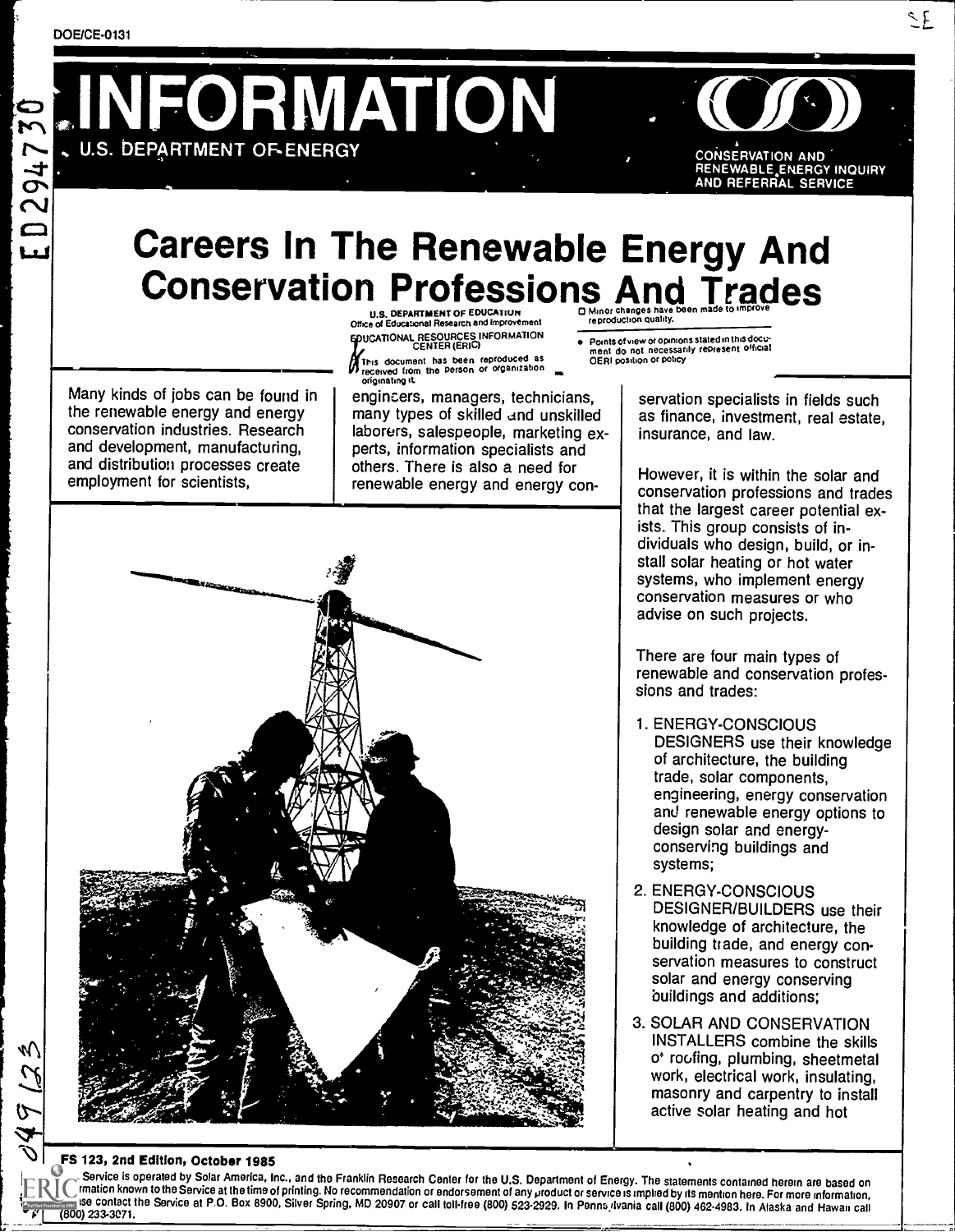DOE/CE-0131

# INFORMATION

U.S. DEPARTMENT OF ENERGY

CONSERVATION AND RENEWABLE ENERGY INQUIRY AND REFERRAL SERVICE

# Careers In The Renewable Energy And Conservation Professions And Trades

U.S. DEPARTMENT OF EDUCATION
Office of Educational Research and Improvement
EDUCATIONAL RESOURCES INFORMATION CENTER (ERIC)
This document has been reproduced as received from the person or organization originating it.
Minor changes have been made to improve reproduction quality.
Points of view or opinions stated in this document do not necessarily represent official OERI position or policy

Many kinds of jobs can be found in the renewable energy and energy conservation industries. Research and development, manufacturing, and distribution processes create employment for scientists, engineers, managers, technicians, many types of skilled and unskilled laborers, salespeople, marketing experts, information specialists and others. There is also a need for renewable energy and energy conservation specialists in fields such as finance, investment, real estate, insurance, and law.

However, it is within the solar and conservation professions and trades that the largest career potential exists. This group consists of individuals who design, build, or install solar heating or hot water systems, who implement energy conservation measures or who advise on such projects.

There are four main types of renewable and conservation professions and trades:

1. ENERGY-CONSCIOUS DESIGNERS use their knowledge of architecture, the building trade, solar components, engineering, energy conservation and renewable energy options to design solar and energy-conserving buildings and systems;
2. ENERGY-CONSCIOUS DESIGNER/BUILDERS use their knowledge of architecture, the building trade, and energy conservation measures to construct solar and energy conserving buildings and additions;
3. SOLAR AND CONSERVATION INSTALLERS combine the skills of roofing, plumbing, sheetmetal work, electrical work, insulating, masonry and carpentry to install active solar heating and hot

**FS 123, 2nd Edition, October 1985**

Service is operated by Solar America, Inc., and the Franklin Research Center for the U.S. Department of Energy. The statements contained herein are based on information known to the Service at the time of printing. No recommendation or endorsement of any product or service is implied by its mention here. For more information, please contact the Service at P.O. Box 8900, Silver Spring, MD 20907 or call toll-free (800) 523-2929. In Pennsylvania call (800) 462-4983. In Alaska and Hawaii call (800) 233-3071.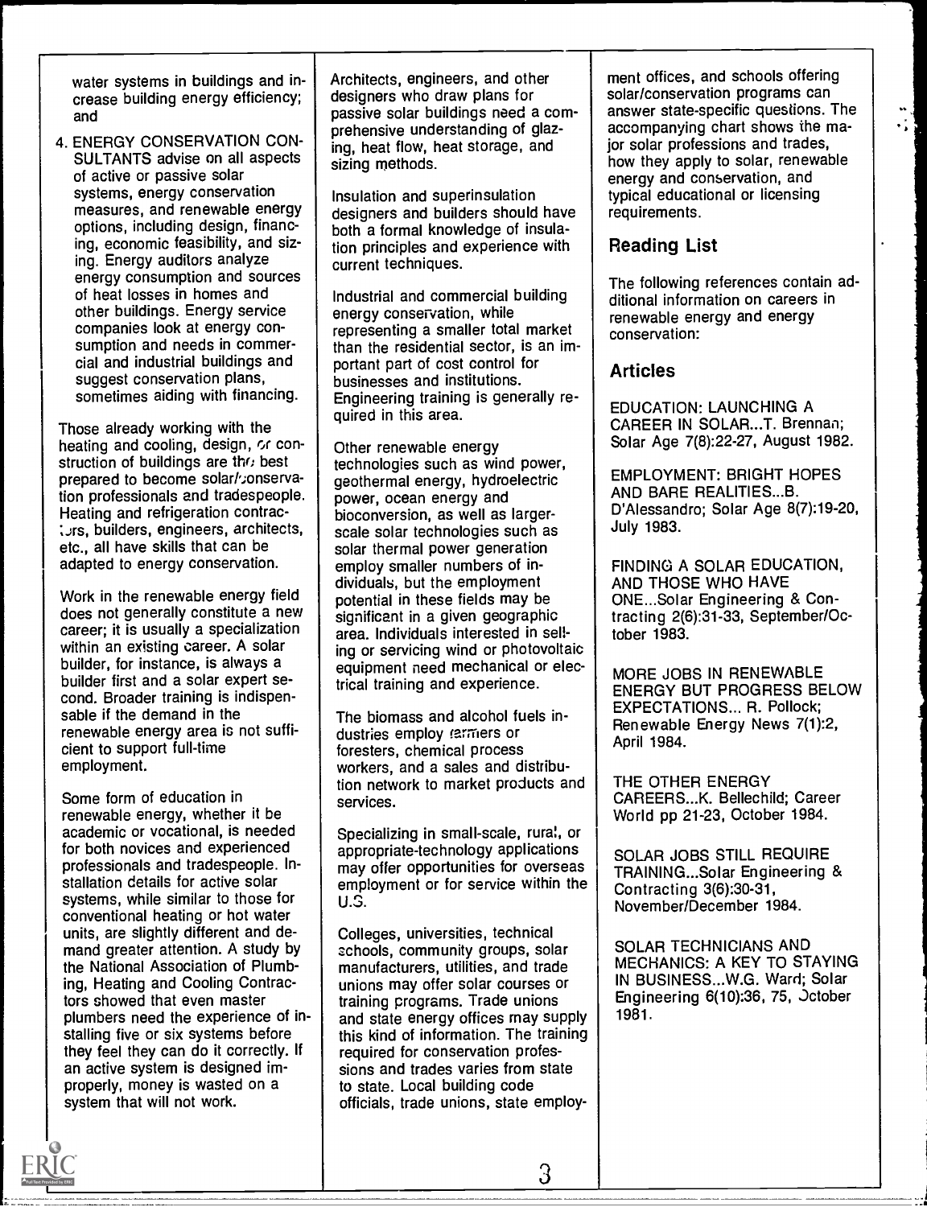water systems in buildings and increase building energy efficiency; and

4. ENERGY CONSERVATION CONSULTANTS advise on all aspects of active or passive solar systems, energy conservation measures, and renewable energy options, including design, financing, economic feasibility, and sizing. Energy auditors analyze energy consumption and sources of heat losses in homes and other buildings. Energy service companies look at energy consumption and needs in commercial and industrial buildings and suggest conservation plans, sometimes aiding with financing.

Those already working with the heating and cooling, design, or construction of buildings are the best prepared to become solar/conservation professionals and tradespeople. Heating and refrigeration contractors, builders, engineers, architects, etc., all have skills that can be adapted to energy conservation.

Work in the renewable energy field does not generally constitute a new career; it is usually a specialization within an existing career. A solar builder, for instance, is always a builder first and a solar expert second. Broader training is indispensable if the demand in the renewable energy area is not sufficient to support full-time employment.

Some form of education in renewable energy, whether it be academic or vocational, is needed for both novices and experienced professionals and tradespeople. Installation details for active solar systems, while similar to those for conventional heating or hot water units, are slightly different and demand greater attention. A study by the National Association of Plumbing, Heating and Cooling Contractors showed that even master plumbers need the experience of installing five or six systems before they feel they can do it correctly. If an active system is designed improperly, money is wasted on a system that will not work.

Architects, engineers, and other designers who draw plans for passive solar buildings need a comprehensive understanding of glazing, heat flow, heat storage, and sizing methods.

Insulation and superinsulation designers and builders should have both a formal knowledge of insulation principles and experience with current techniques.

Industrial and commercial building energy conservation, while representing a smaller total market than the residential sector, is an important part of cost control for businesses and institutions. Engineering training is generally required in this area.

Other renewable energy technologies such as wind power, geothermal energy, hydroelectric power, ocean energy and bioconversion, as well as larger-scale solar technologies such as solar thermal power generation employ smaller numbers of individuals, but the employment potential in these fields may be significant in a given geographic area. Individuals interested in selling or servicing wind or photovoltaic equipment need mechanical or electrical training and experience.

The biomass and alcohol fuels industries employ farmers or foresters, chemical process workers, and a sales and distribution network to market products and services.

Specializing in small-scale, rural, or appropriate-technology applications may offer opportunities for overseas employment or for service within the U.S.

Colleges, universities, technical schools, community groups, solar manufacturers, utilities, and trade unions may offer solar courses or training programs. Trade unions and state energy offices may supply this kind of information. The training required for conservation professions and trades varies from state to state. Local building code officials, trade unions, state employment offices, and schools offering solar/conservation programs can answer state-specific questions. The accompanying chart shows the major solar professions and trades, how they apply to solar, renewable energy and conservation, and typical educational or licensing requirements.

## Reading List

The following references contain additional information on careers in renewable energy and energy conservation:

### Articles

EDUCATION: LAUNCHING A CAREER IN SOLAR...T. Brennan; Solar Age 7(8):22-27, August 1982.

EMPLOYMENT: BRIGHT HOPES AND BARE REALITIES...B. D'Alessandro; Solar Age 8(7):19-20, July 1983.

FINDING A SOLAR EDUCATION, AND THOSE WHO HAVE ONE...Solar Engineering & Contracting 2(6):31-33, September/October 1983.

MORE JOBS IN RENEWABLE ENERGY BUT PROGRESS BELOW EXPECTATIONS... R. Pollock; Renewable Energy News 7(1):2, April 1984.

THE OTHER ENERGY CAREERS...K. Bellechild; Career World pp 21-23, October 1984.

SOLAR JOBS STILL REQUIRE TRAINING...Solar Engineering & Contracting 3(6):30-31, November/December 1984.

SOLAR TECHNICIANS AND MECHANICS: A KEY TO STAYING IN BUSINESS...W.G. Ward; Solar Engineering 6(10):36, 75, October 1981.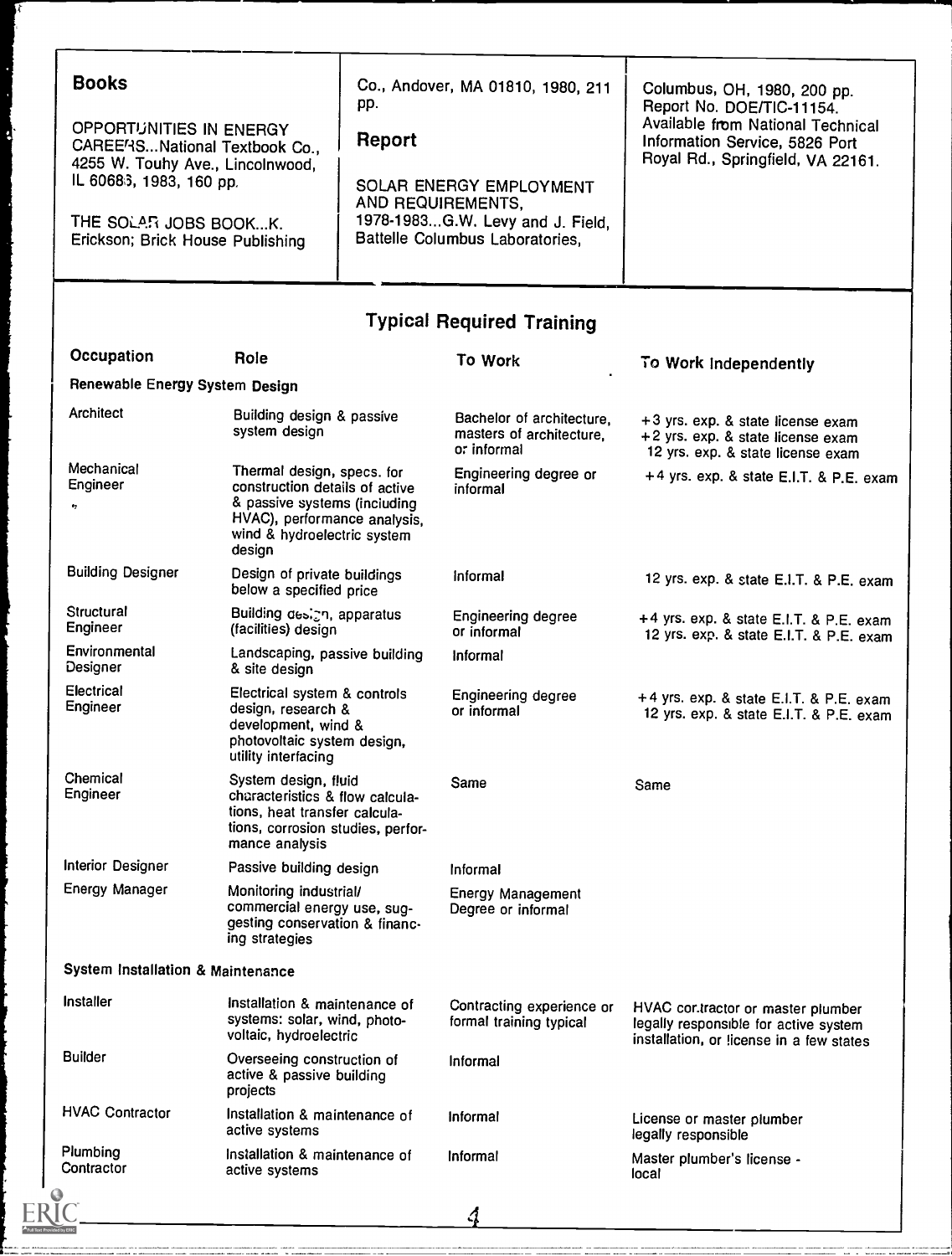## Books

OPPORTUNITIES IN ENERGY CAREERS...National Textbook Co., 4255 W. Touhy Ave., Lincolnwood, IL 60685, 1983, 160 pp.

THE SOLAR JOBS BOOK...K. Erickson; Brick House Publishing Co., Andover, MA 01810, 1980, 211 pp.

## Report

SOLAR ENERGY EMPLOYMENT AND REQUIREMENTS, 1978-1983...G.W. Levy and J. Field, Battelle Columbus Laboratories, Columbus, OH, 1980, 200 pp. Report No. DOE/TIC-11154. Available from National Technical Information Service, 5826 Port Royal Rd., Springfield, VA 22161.

## Typical Required Training

| Occupation | Role | To Work | To Work Independently |
|---|---|---|---|
| **Renewable Energy System Design** | | | |
| Architect | Building design & passive system design | Bachelor of architecture, masters of architecture, or informal | +3 yrs. exp. & state license exam<br>+2 yrs. exp. & state license exam<br>12 yrs. exp. & state license exam |
| Mechanical Engineer | Thermal design, specs. for construction details of active & passive systems (including HVAC), performance analysis, wind & hydroelectric system design | Engineering degree or informal | +4 yrs. exp. & state E.I.T. & P.E. exam |
| Building Designer | Design of private buildings below a specified price | Informal | 12 yrs. exp. & state E.I.T. & P.E. exam |
| Structural Engineer | Building design, apparatus (facilities) design | Engineering degree or informal | +4 yrs. exp. & state E.I.T. & P.E. exam<br>12 yrs. exp. & state E.I.T. & P.E. exam |
| Environmental Designer | Landscaping, passive building & site design | Informal | |
| Electrical Engineer | Electrical system & controls design, research & development, wind & photovoltaic system design, utility interfacing | Engineering degree or informal | +4 yrs. exp. & state E.I.T. & P.E. exam<br>12 yrs. exp. & state E.I.T. & P.E. exam |
| Chemical Engineer | System design, fluid characteristics & flow calculations, heat transfer calculations, corrosion studies, performance analysis | Same | Same |
| Interior Designer | Passive building design | Informal | |
| Energy Manager | Monitoring industrial/ commercial energy use, suggesting conservation & financing strategies | Energy Management Degree or informal | |
| **System Installation & Maintenance** | | | |
| Installer | Installation & maintenance of systems: solar, wind, photovoltaic, hydroelectric | Contracting experience or formal training typical | HVAC contractor or master plumber legally responsible for active system installation, or license in a few states |
| Builder | Overseeing construction of active & passive building projects | Informal | |
| HVAC Contractor | Installation & maintenance of active systems | Informal | License or master plumber legally responsible |
| Plumbing Contractor | Installation & maintenance of active systems | Informal | Master plumber's license - local |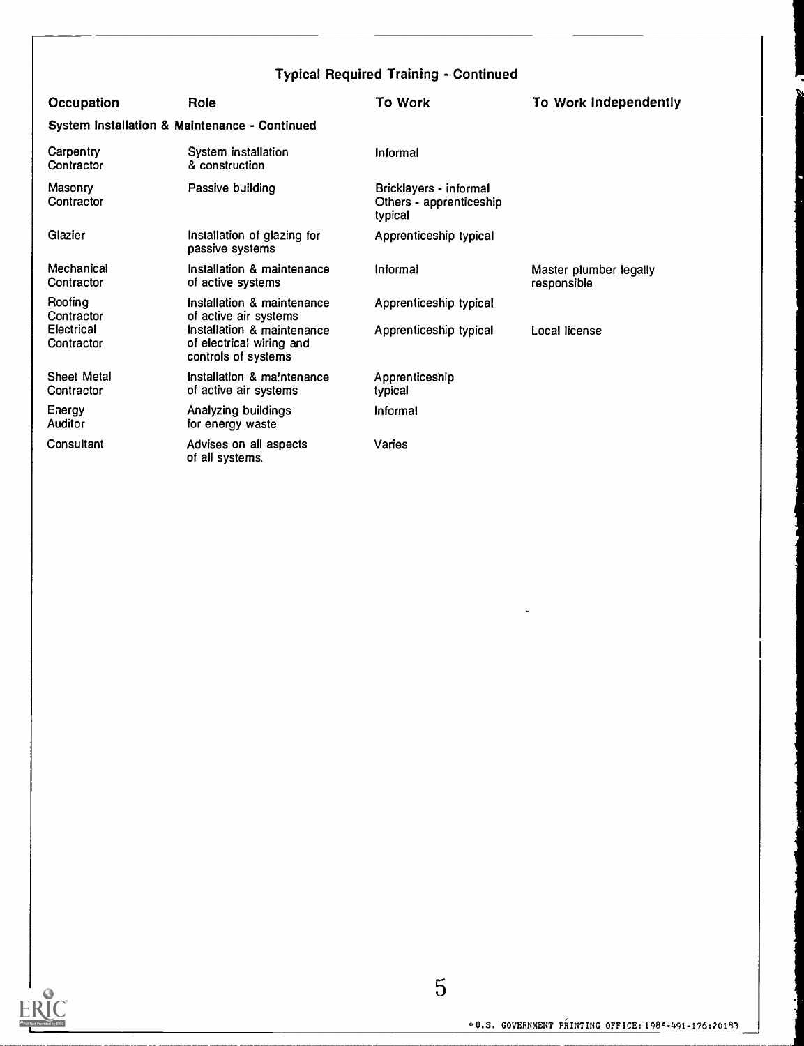## Typical Required Training - Continued

| Occupation | Role | To Work | To Work Independently |
|---|---|---|---|
| **System Installation & Maintenance - Continued** | | | |
| Carpentry Contractor | System installation & construction | Informal | |
| Masonry Contractor | Passive building | Bricklayers - informal Others - apprenticeship typical | |
| Glazier | Installation of glazing for passive systems | Apprenticeship typical | |
| Mechanical Contractor | Installation & maintenance of active systems | Informal | Master plumber legally responsible |
| Roofing Contractor | Installation & maintenance of active air systems | Apprenticeship typical | |
| Electrical Contractor | Installation & maintenance of electrical wiring and controls of systems | Apprenticeship typical | Local license |
| Sheet Metal Contractor | Installation & maintenance of active air systems | Apprenticeship typical | |
| Energy Auditor | Analyzing buildings for energy waste | Informal | |
| Consultant | Advises on all aspects of all systems. | Varies | |

*U.S. GOVERNMENT PRINTING OFFICE: 1985-491-176:20183